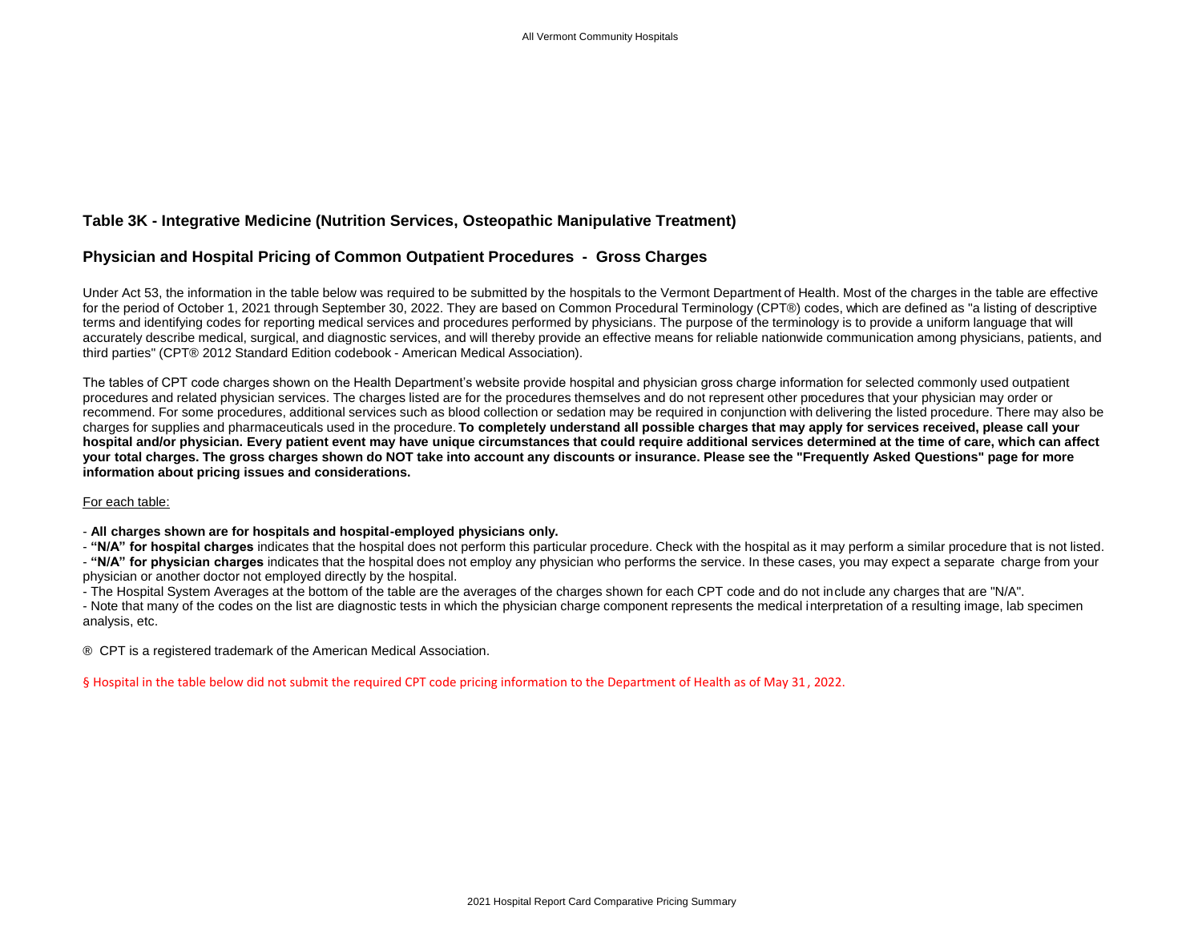## Table 3K - Integrative Medicine (Nutrition Services, Osteopathic Manipulative Treatment)

## Physician and Hospital Pricing of Common Outpatient Procedures - Gross Charges

Under Act 53, the information in the table below was required to be submitted by the hospitals to the Vermont Department of Health. Most of the charges in the table are effective for the period of October 1, 2021 through September 30, 2022. They are based on Common Procedural Terminology (CPT®) codes, which are defined as "a listing of descriptive terms and identifying codes for reporting medical services and procedures performed by physicians. The purpose of the terminology is to provide a uniform language that will accurately describe medical, surgical, and diagnostic services, and will thereby provide an effective means for reliable nationwide communication among physicians, patients, and third parties" (CPT® 2012 Standard Edition codebook - American Medical Association).

The tables of CPT code charges shown on the Health Department's website provide hospital and physician gross charge information for selected commonly used outpatient procedures and related physician services. The charges listed are for the procedures themselves and do not represent other procedures that your physician may order or recommend. For some procedures, additional services such as blood collection or sedation may be required in conjunction with delivering the listed procedure. There may also be charges for supplies and pharmaceuticals used in the procedure. **To completely understand all possible charges that may apply for services received, please call your hospital and/or physician. Every patient event may have unique circumstances that could require additional services determined at the time of care, which can affect your total charges. The gross charges shown do NOT take into account any discounts or insurance. Please see the "Frequently Asked Questions" page for more information about pricing issues and considerations.**

For each table:

- **All charges shown are for hospitals and hospital-employed physicians only.**
- **"N/A" for hospital charges** indicates that the hospital does not perform this particular procedure. Check with the hospital as it may perform a similar procedure that is not listed.
- **"N/A" for physician charges** indicates that the hospital does not employ any physician who performs the service. In these cases, you may expect a separate charge from your physician or another doctor not employed directly by the hospital.
- The Hospital System Averages at the bottom of the table are the averages of the charges shown for each CPT code and do not include any charges that are "N/A".
- Note that many of the codes on the list are diagnostic tests in which the physician charge component represents the medical interpretation of a resulting image, lab specimen analysis, etc.

® CPT is a registered trademark of the American Medical Association.

§ Hospital in the table below did not submit the required CPT code pricing information to the Department of Health as of May 31, 2022.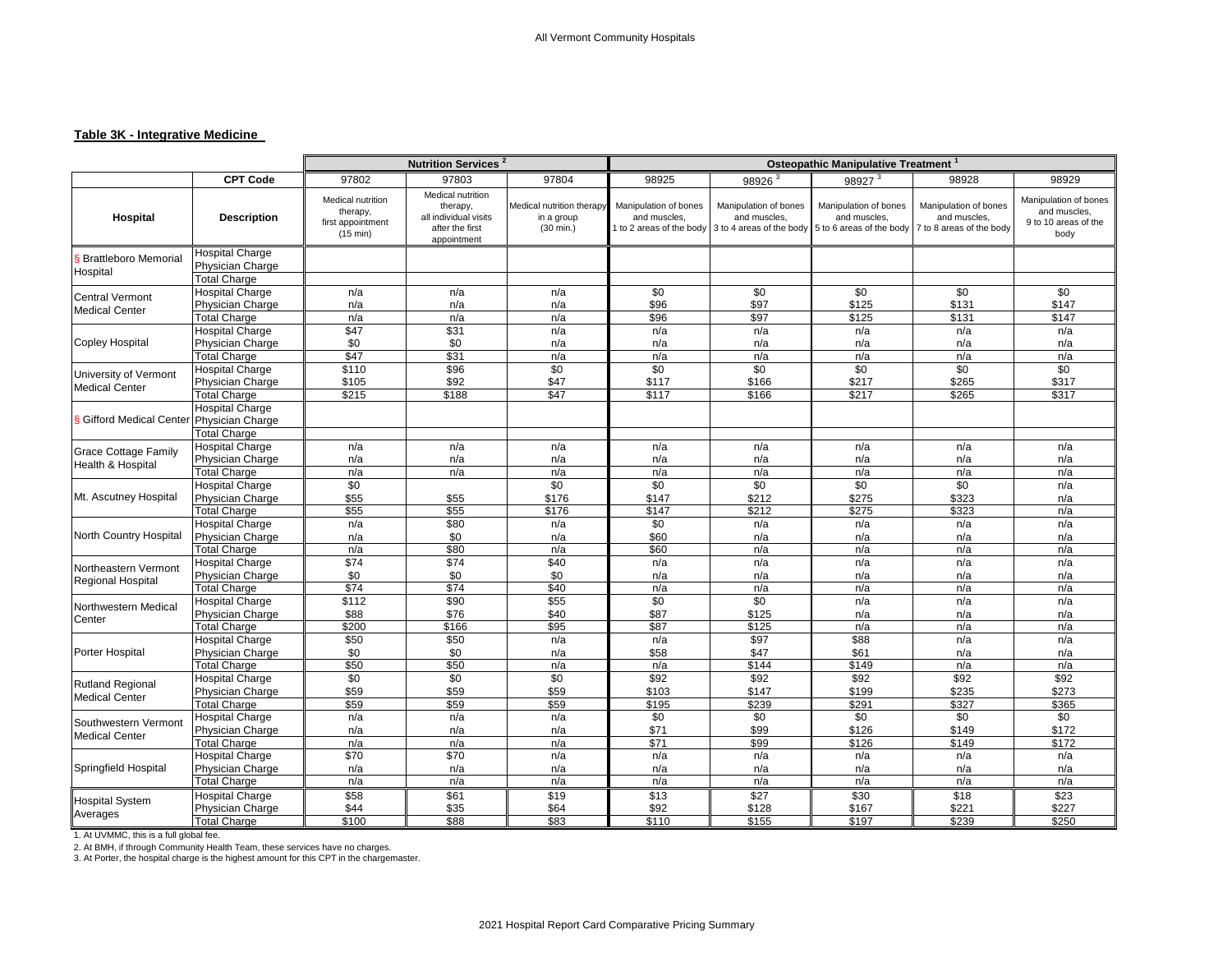**Table 3K - Integrative Medicine**

| | | Nutrition Services [2] | | | Osteopathic Manipulative Treatment [1] | | | | |
|---|---|---|---|---|---|---|---|---|---|
| | **CPT Code** | 97802 | 97803 | 97804 | 98925 | 98926 [3] | 98927 [3] | 98928 | 98929 |
| **Hospital** | **Description** | Medical nutrition therapy, first appointment (15 min) | Medical nutrition therapy, all individual visits after the first appointment | Medical nutrition therapy in a group (30 min.) | Manipulation of bones and muscles, 1 to 2 areas of the body | Manipulation of bones and muscles, 3 to 4 areas of the body | Manipulation of bones and muscles, 5 to 6 areas of the body | Manipulation of bones and muscles, 7 to 8 areas of the body | Manipulation of bones and muscles, 9 to 10 areas of the body |
| § Brattleboro Memorial Hospital | Hospital Charge | | | | | | | | |
| | Physician Charge | | | | | | | | |
| | Total Charge | | | | | | | | |
| Central Vermont Medical Center | Hospital Charge | n/a | n/a | n/a | $0 | $0 | $0 | $0 | $0 |
| | Physician Charge | n/a | n/a | n/a | $96 | $97 | $125 | $131 | $147 |
| | Total Charge | n/a | n/a | n/a | $96 | $97 | $125 | $131 | $147 |
| Copley Hospital | Hospital Charge | $47 | $31 | n/a | n/a | n/a | n/a | n/a | n/a |
| | Physician Charge | $0 | $0 | n/a | n/a | n/a | n/a | n/a | n/a |
| | Total Charge | $47 | $31 | n/a | n/a | n/a | n/a | n/a | n/a |
| University of Vermont Medical Center | Hospital Charge | $110 | $96 | $0 | $0 | $0 | $0 | $0 | $0 |
| | Physician Charge | $105 | $92 | $47 | $117 | $166 | $217 | $265 | $317 |
| | Total Charge | $215 | $188 | $47 | $117 | $166 | $217 | $265 | $317 |
| § Gifford Medical Center | Hospital Charge | | | | | | | | |
| | Physician Charge | | | | | | | | |
| | Total Charge | | | | | | | | |
| Grace Cottage Family Health & Hospital | Hospital Charge | n/a | n/a | n/a | n/a | n/a | n/a | n/a | n/a |
| | Physician Charge | n/a | n/a | n/a | n/a | n/a | n/a | n/a | n/a |
| | Total Charge | n/a | n/a | n/a | n/a | n/a | n/a | n/a | n/a |
| Mt. Ascutney Hospital | Hospital Charge | $0 | | $0 | $0 | $0 | $0 | $0 | n/a |
| | Physician Charge | $55 | $55 | $176 | $147 | $212 | $275 | $323 | n/a |
| | Total Charge | $55 | $55 | $176 | $147 | $212 | $275 | $323 | n/a |
| North Country Hospital | Hospital Charge | n/a | $80 | n/a | $0 | n/a | n/a | n/a | n/a |
| | Physician Charge | n/a | $0 | n/a | $60 | n/a | n/a | n/a | n/a |
| | Total Charge | n/a | $80 | n/a | $60 | n/a | n/a | n/a | n/a |
| Northeastern Vermont Regional Hospital | Hospital Charge | $74 | $74 | $40 | n/a | n/a | n/a | n/a | n/a |
| | Physician Charge | $0 | $0 | $0 | n/a | n/a | n/a | n/a | n/a |
| | Total Charge | $74 | $74 | $40 | n/a | n/a | n/a | n/a | n/a |
| Northwestern Medical Center | Hospital Charge | $112 | $90 | $55 | $0 | $0 | n/a | n/a | n/a |
| | Physician Charge | $88 | $76 | $40 | $87 | $125 | n/a | n/a | n/a |
| | Total Charge | $200 | $166 | $95 | $87 | $125 | n/a | n/a | n/a |
| Porter Hospital | Hospital Charge | $50 | $50 | n/a | n/a | $97 | $88 | n/a | n/a |
| | Physician Charge | $0 | $0 | n/a | $58 | $47 | $61 | n/a | n/a |
| | Total Charge | $50 | $50 | n/a | n/a | $144 | $149 | n/a | n/a |
| Rutland Regional Medical Center | Hospital Charge | $0 | $0 | $0 | $92 | $92 | $92 | $92 | $92 |
| | Physician Charge | $59 | $59 | $59 | $103 | $147 | $199 | $235 | $273 |
| | Total Charge | $59 | $59 | $59 | $195 | $239 | $291 | $327 | $365 |
| Southwestern Vermont Medical Center | Hospital Charge | n/a | n/a | n/a | $0 | $0 | $0 | $0 | $0 |
| | Physician Charge | n/a | n/a | n/a | $71 | $99 | $126 | $149 | $172 |
| | Total Charge | n/a | n/a | n/a | $71 | $99 | $126 | $149 | $172 |
| Springfield Hospital | Hospital Charge | $70 | $70 | n/a | n/a | n/a | n/a | n/a | n/a |
| | Physician Charge | n/a | n/a | n/a | n/a | n/a | n/a | n/a | n/a |
| | Total Charge | n/a | n/a | n/a | n/a | n/a | n/a | n/a | n/a |
| Hospital System Averages | Hospital Charge | $58 | $61 | $19 | $13 | $27 | $30 | $18 | $23 |
| | Physician Charge | $44 | $35 | $64 | $92 | $128 | $167 | $221 | $227 |
| | Total Charge | $100 | $88 | $83 | $110 | $155 | $197 | $239 | $250 |

1. At UVMMC, this is a full global fee.

2. At BMH, if through Community Health Team, these services have no charges.

3. At Porter, the hospital charge is the highest amount for this CPT in the chargemaster.